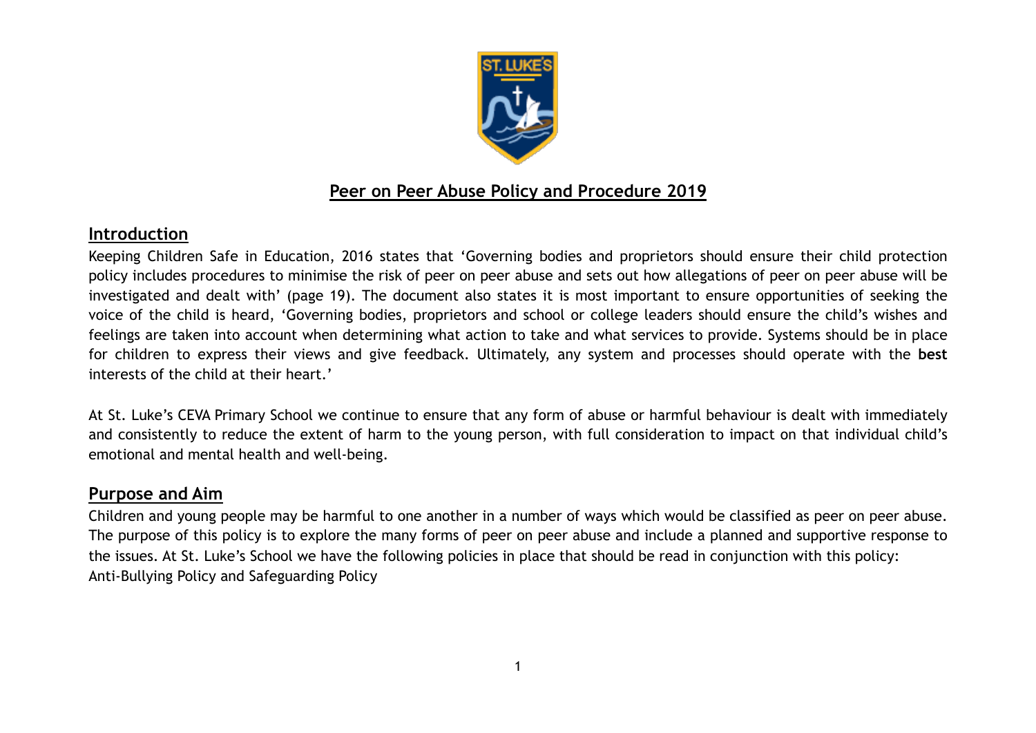# Peer on Peer Abuse Policy and Procedure 2019

## Introduction

Keeping Children Safe in Education, 2016 states that 'Governing bodies and proprietors should ensure their child protection policy includes procedures to minimise the risk of peer on peer abuse and sets out how allegations of peer on peer abuse will be investigated and dealt with' (page 19). The document also states it is most important to ensure opportunities of seeking the voice of the child is heard, 'Governing bodies, proprietors and school or college leaders should ensure the child's wishes and feelings are taken into account when determining what action to take and what services to provide. Systems should be in place for children to express their views and give feedback. Ultimately, any system and processes should operate with the **best** interests of the child at their heart.'

At St. Luke's CEVA Primary School we continue to ensure that any form of abuse or harmful behaviour is dealt with immediately and consistently to reduce the extent of harm to the young person, with full consideration to impact on that individual child's emotional and mental health and well-being.

## Purpose and Aim

Children and young people may be harmful to one another in a number of ways which would be classified as peer on peer abuse. The purpose of this policy is to explore the many forms of peer on peer abuse and include a planned and supportive response to the issues. At St. Luke's School we have the following policies in place that should be read in conjunction with this policy:
Anti-Bullying Policy and Safeguarding Policy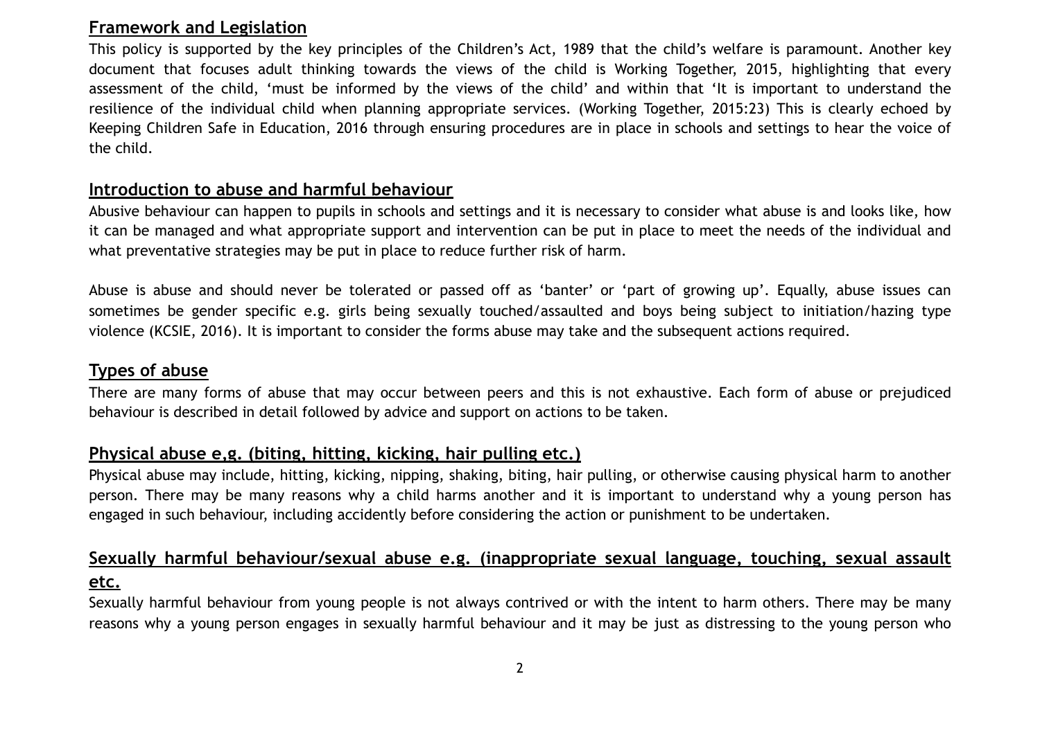## Framework and Legislation

This policy is supported by the key principles of the Children's Act, 1989 that the child's welfare is paramount. Another key document that focuses adult thinking towards the views of the child is Working Together, 2015, highlighting that every assessment of the child, 'must be informed by the views of the child' and within that 'It is important to understand the resilience of the individual child when planning appropriate services. (Working Together, 2015:23) This is clearly echoed by Keeping Children Safe in Education, 2016 through ensuring procedures are in place in schools and settings to hear the voice of the child.

## Introduction to abuse and harmful behaviour

Abusive behaviour can happen to pupils in schools and settings and it is necessary to consider what abuse is and looks like, how it can be managed and what appropriate support and intervention can be put in place to meet the needs of the individual and what preventative strategies may be put in place to reduce further risk of harm.

Abuse is abuse and should never be tolerated or passed off as 'banter' or 'part of growing up'. Equally, abuse issues can sometimes be gender specific e.g. girls being sexually touched/assaulted and boys being subject to initiation/hazing type violence (KCSIE, 2016). It is important to consider the forms abuse may take and the subsequent actions required.

## Types of abuse

There are many forms of abuse that may occur between peers and this is not exhaustive. Each form of abuse or prejudiced behaviour is described in detail followed by advice and support on actions to be taken.

## Physical abuse e,g. (biting, hitting, kicking, hair pulling etc.)

Physical abuse may include, hitting, kicking, nipping, shaking, biting, hair pulling, or otherwise causing physical harm to another person. There may be many reasons why a child harms another and it is important to understand why a young person has engaged in such behaviour, including accidently before considering the action or punishment to be undertaken.

## Sexually harmful behaviour/sexual abuse e.g. (inappropriate sexual language, touching, sexual assault etc.

Sexually harmful behaviour from young people is not always contrived or with the intent to harm others. There may be many reasons why a young person engages in sexually harmful behaviour and it may be just as distressing to the young person who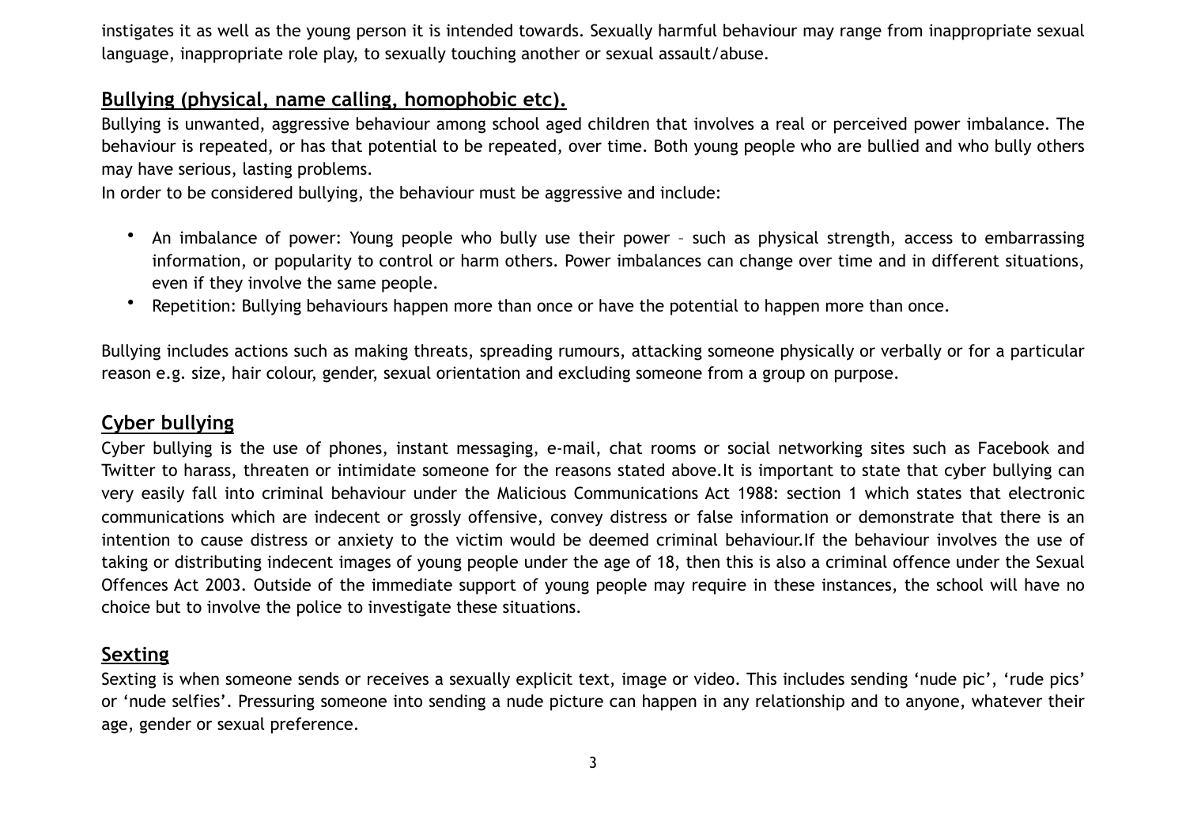instigates it as well as the young person it is intended towards. Sexually harmful behaviour may range from inappropriate sexual language, inappropriate role play, to sexually touching another or sexual assault/abuse.

## Bullying (physical, name calling, homophobic etc).

Bullying is unwanted, aggressive behaviour among school aged children that involves a real or perceived power imbalance. The behaviour is repeated, or has that potential to be repeated, over time. Both young people who are bullied and who bully others may have serious, lasting problems.

In order to be considered bullying, the behaviour must be aggressive and include:

- An imbalance of power: Young people who bully use their power – such as physical strength, access to embarrassing information, or popularity to control or harm others. Power imbalances can change over time and in different situations, even if they involve the same people.
- Repetition: Bullying behaviours happen more than once or have the potential to happen more than once.

Bullying includes actions such as making threats, spreading rumours, attacking someone physically or verbally or for a particular reason e.g. size, hair colour, gender, sexual orientation and excluding someone from a group on purpose.

## Cyber bullying

Cyber bullying is the use of phones, instant messaging, e-mail, chat rooms or social networking sites such as Facebook and Twitter to harass, threaten or intimidate someone for the reasons stated above.It is important to state that cyber bullying can very easily fall into criminal behaviour under the Malicious Communications Act 1988: section 1 which states that electronic communications which are indecent or grossly offensive, convey distress or false information or demonstrate that there is an intention to cause distress or anxiety to the victim would be deemed criminal behaviour.If the behaviour involves the use of taking or distributing indecent images of young people under the age of 18, then this is also a criminal offence under the Sexual Offences Act 2003. Outside of the immediate support of young people may require in these instances, the school will have no choice but to involve the police to investigate these situations.

## Sexting

Sexting is when someone sends or receives a sexually explicit text, image or video. This includes sending 'nude pic', 'rude pics' or 'nude selfies'. Pressuring someone into sending a nude picture can happen in any relationship and to anyone, whatever their age, gender or sexual preference.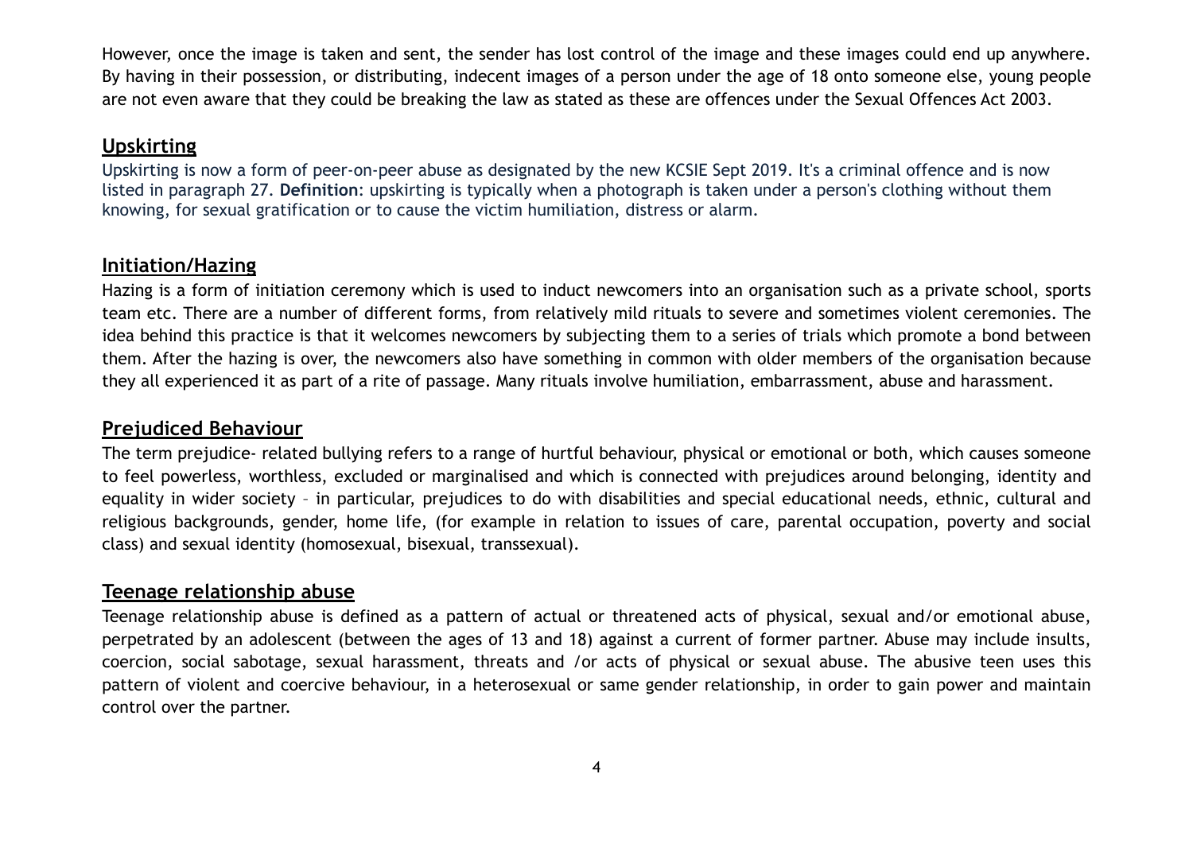However, once the image is taken and sent, the sender has lost control of the image and these images could end up anywhere. By having in their possession, or distributing, indecent images of a person under the age of 18 onto someone else, young people are not even aware that they could be breaking the law as stated as these are offences under the Sexual Offences Act 2003.

## Upskirting

Upskirting is now a form of peer-on-peer abuse as designated by the new KCSIE Sept 2019. It's a criminal offence and is now listed in paragraph 27. **Definition**: upskirting is typically when a photograph is taken under a person's clothing without them knowing, for sexual gratification or to cause the victim humiliation, distress or alarm.

## Initiation/Hazing

Hazing is a form of initiation ceremony which is used to induct newcomers into an organisation such as a private school, sports team etc. There are a number of different forms, from relatively mild rituals to severe and sometimes violent ceremonies. The idea behind this practice is that it welcomes newcomers by subjecting them to a series of trials which promote a bond between them. After the hazing is over, the newcomers also have something in common with older members of the organisation because they all experienced it as part of a rite of passage. Many rituals involve humiliation, embarrassment, abuse and harassment.

## Prejudiced Behaviour

The term prejudice- related bullying refers to a range of hurtful behaviour, physical or emotional or both, which causes someone to feel powerless, worthless, excluded or marginalised and which is connected with prejudices around belonging, identity and equality in wider society – in particular, prejudices to do with disabilities and special educational needs, ethnic, cultural and religious backgrounds, gender, home life, (for example in relation to issues of care, parental occupation, poverty and social class) and sexual identity (homosexual, bisexual, transsexual).

## Teenage relationship abuse

Teenage relationship abuse is defined as a pattern of actual or threatened acts of physical, sexual and/or emotional abuse, perpetrated by an adolescent (between the ages of 13 and 18) against a current of former partner. Abuse may include insults, coercion, social sabotage, sexual harassment, threats and /or acts of physical or sexual abuse. The abusive teen uses this pattern of violent and coercive behaviour, in a heterosexual or same gender relationship, in order to gain power and maintain control over the partner.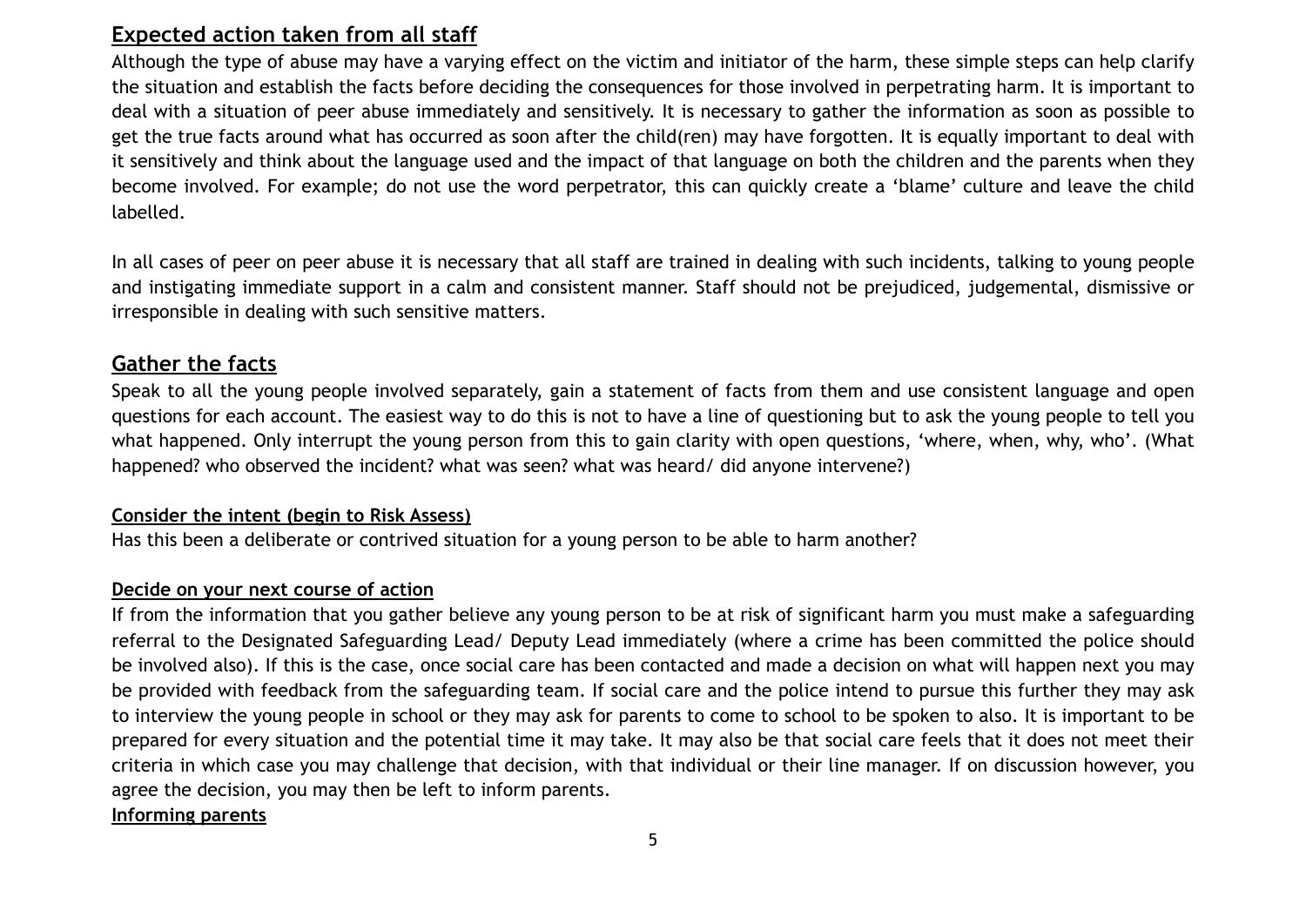## Expected action taken from all staff

Although the type of abuse may have a varying effect on the victim and initiator of the harm, these simple steps can help clarify the situation and establish the facts before deciding the consequences for those involved in perpetrating harm. It is important to deal with a situation of peer abuse immediately and sensitively. It is necessary to gather the information as soon as possible to get the true facts around what has occurred as soon after the child(ren) may have forgotten. It is equally important to deal with it sensitively and think about the language used and the impact of that language on both the children and the parents when they become involved. For example; do not use the word perpetrator, this can quickly create a 'blame' culture and leave the child labelled.

In all cases of peer on peer abuse it is necessary that all staff are trained in dealing with such incidents, talking to young people and instigating immediate support in a calm and consistent manner. Staff should not be prejudiced, judgemental, dismissive or irresponsible in dealing with such sensitive matters.

## Gather the facts

Speak to all the young people involved separately, gain a statement of facts from them and use consistent language and open questions for each account. The easiest way to do this is not to have a line of questioning but to ask the young people to tell you what happened. Only interrupt the young person from this to gain clarity with open questions, 'where, when, why, who'. (What happened? who observed the incident? what was seen? what was heard/ did anyone intervene?)

### Consider the intent (begin to Risk Assess)

Has this been a deliberate or contrived situation for a young person to be able to harm another?

### Decide on your next course of action

If from the information that you gather believe any young person to be at risk of significant harm you must make a safeguarding referral to the Designated Safeguarding Lead/ Deputy Lead immediately (where a crime has been committed the police should be involved also). If this is the case, once social care has been contacted and made a decision on what will happen next you may be provided with feedback from the safeguarding team. If social care and the police intend to pursue this further they may ask to interview the young people in school or they may ask for parents to come to school to be spoken to also. It is important to be prepared for every situation and the potential time it may take. It may also be that social care feels that it does not meet their criteria in which case you may challenge that decision, with that individual or their line manager. If on discussion however, you agree the decision, you may then be left to inform parents.

### Informing parents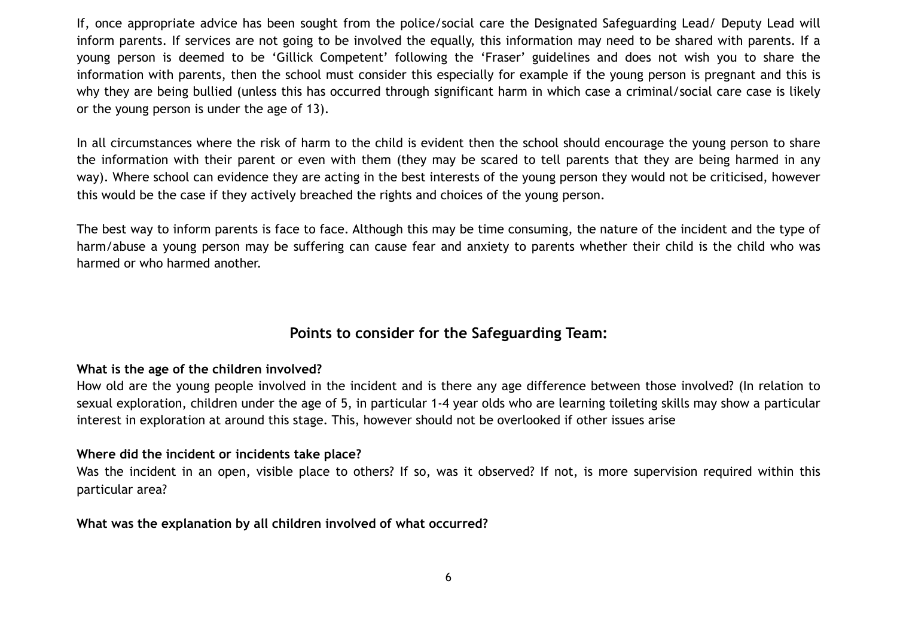If, once appropriate advice has been sought from the police/social care the Designated Safeguarding Lead/ Deputy Lead will inform parents. If services are not going to be involved the equally, this information may need to be shared with parents. If a young person is deemed to be 'Gillick Competent' following the 'Fraser' guidelines and does not wish you to share the information with parents, then the school must consider this especially for example if the young person is pregnant and this is why they are being bullied (unless this has occurred through significant harm in which case a criminal/social care case is likely or the young person is under the age of 13).

In all circumstances where the risk of harm to the child is evident then the school should encourage the young person to share the information with their parent or even with them (they may be scared to tell parents that they are being harmed in any way). Where school can evidence they are acting in the best interests of the young person they would not be criticised, however this would be the case if they actively breached the rights and choices of the young person.

The best way to inform parents is face to face. Although this may be time consuming, the nature of the incident and the type of harm/abuse a young person may be suffering can cause fear and anxiety to parents whether their child is the child who was harmed or who harmed another.

## Points to consider for the Safeguarding Team:

**What is the age of the children involved?**

How old are the young people involved in the incident and is there any age difference between those involved? (In relation to sexual exploration, children under the age of 5, in particular 1-4 year olds who are learning toileting skills may show a particular interest in exploration at around this stage. This, however should not be overlooked if other issues arise

**Where did the incident or incidents take place?**

Was the incident in an open, visible place to others? If so, was it observed? If not, is more supervision required within this particular area?

**What was the explanation by all children involved of what occurred?**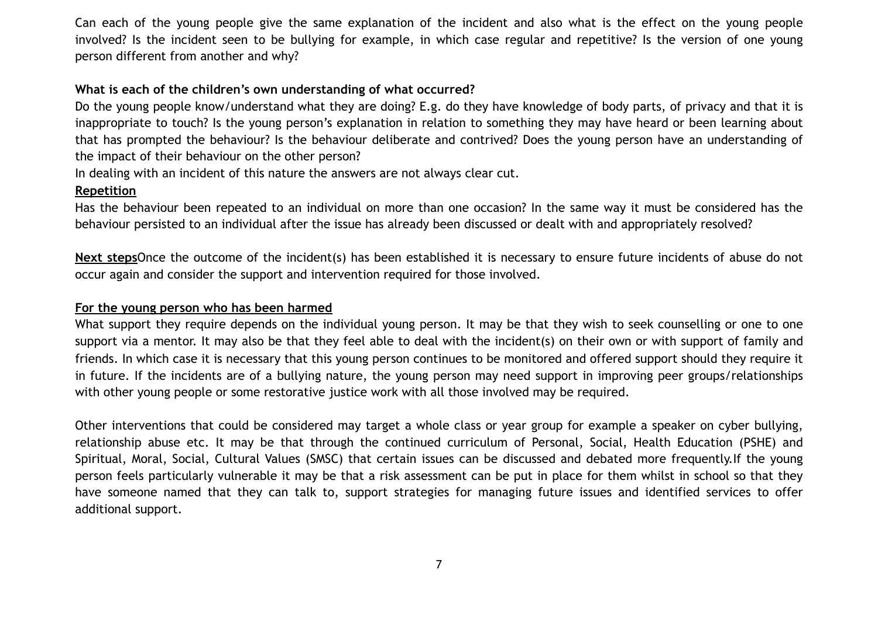Can each of the young people give the same explanation of the incident and also what is the effect on the young people involved? Is the incident seen to be bullying for example, in which case regular and repetitive? Is the version of one young person different from another and why?

**What is each of the children's own understanding of what occurred?**

Do the young people know/understand what they are doing? E.g. do they have knowledge of body parts, of privacy and that it is inappropriate to touch? Is the young person's explanation in relation to something they may have heard or been learning about that has prompted the behaviour? Is the behaviour deliberate and contrived? Does the young person have an understanding of the impact of their behaviour on the other person?

In dealing with an incident of this nature the answers are not always clear cut.

**Repetition**

Has the behaviour been repeated to an individual on more than one occasion? In the same way it must be considered has the behaviour persisted to an individual after the issue has already been discussed or dealt with and appropriately resolved?

**Next steps**Once the outcome of the incident(s) has been established it is necessary to ensure future incidents of abuse do not occur again and consider the support and intervention required for those involved.

**For the young person who has been harmed**

What support they require depends on the individual young person. It may be that they wish to seek counselling or one to one support via a mentor. It may also be that they feel able to deal with the incident(s) on their own or with support of family and friends. In which case it is necessary that this young person continues to be monitored and offered support should they require it in future. If the incidents are of a bullying nature, the young person may need support in improving peer groups/relationships with other young people or some restorative justice work with all those involved may be required.

Other interventions that could be considered may target a whole class or year group for example a speaker on cyber bullying, relationship abuse etc. It may be that through the continued curriculum of Personal, Social, Health Education (PSHE) and Spiritual, Moral, Social, Cultural Values (SMSC) that certain issues can be discussed and debated more frequently.If the young person feels particularly vulnerable it may be that a risk assessment can be put in place for them whilst in school so that they have someone named that they can talk to, support strategies for managing future issues and identified services to offer additional support.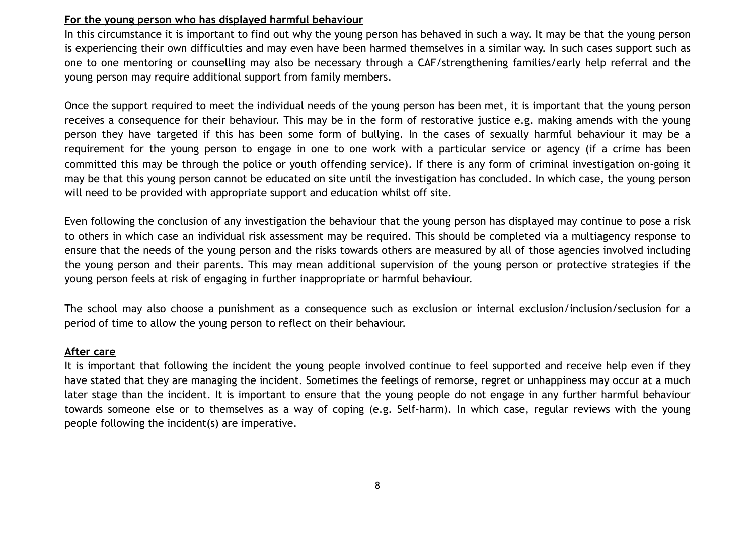**For the young person who has displayed harmful behaviour**

In this circumstance it is important to find out why the young person has behaved in such a way. It may be that the young person is experiencing their own difficulties and may even have been harmed themselves in a similar way. In such cases support such as one to one mentoring or counselling may also be necessary through a CAF/strengthening families/early help referral and the young person may require additional support from family members.

Once the support required to meet the individual needs of the young person has been met, it is important that the young person receives a consequence for their behaviour. This may be in the form of restorative justice e.g. making amends with the young person they have targeted if this has been some form of bullying. In the cases of sexually harmful behaviour it may be a requirement for the young person to engage in one to one work with a particular service or agency (if a crime has been committed this may be through the police or youth offending service). If there is any form of criminal investigation on-going it may be that this young person cannot be educated on site until the investigation has concluded. In which case, the young person will need to be provided with appropriate support and education whilst off site.

Even following the conclusion of any investigation the behaviour that the young person has displayed may continue to pose a risk to others in which case an individual risk assessment may be required. This should be completed via a multiagency response to ensure that the needs of the young person and the risks towards others are measured by all of those agencies involved including the young person and their parents. This may mean additional supervision of the young person or protective strategies if the young person feels at risk of engaging in further inappropriate or harmful behaviour.

The school may also choose a punishment as a consequence such as exclusion or internal exclusion/inclusion/seclusion for a period of time to allow the young person to reflect on their behaviour.

**After care**

It is important that following the incident the young people involved continue to feel supported and receive help even if they have stated that they are managing the incident. Sometimes the feelings of remorse, regret or unhappiness may occur at a much later stage than the incident. It is important to ensure that the young people do not engage in any further harmful behaviour towards someone else or to themselves as a way of coping (e.g. Self-harm). In which case, regular reviews with the young people following the incident(s) are imperative.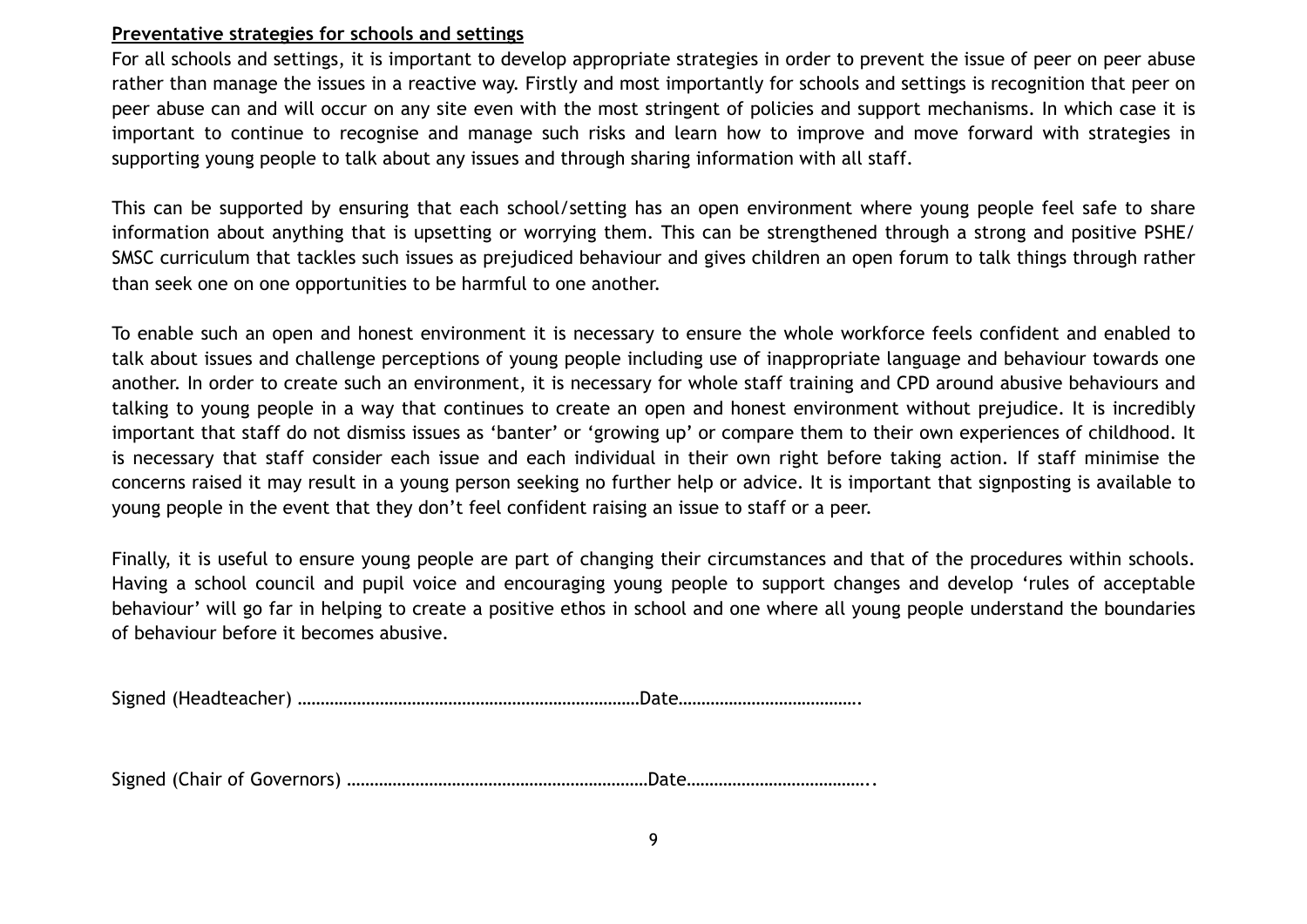**Preventative strategies for schools and settings**

For all schools and settings, it is important to develop appropriate strategies in order to prevent the issue of peer on peer abuse rather than manage the issues in a reactive way. Firstly and most importantly for schools and settings is recognition that peer on peer abuse can and will occur on any site even with the most stringent of policies and support mechanisms. In which case it is important to continue to recognise and manage such risks and learn how to improve and move forward with strategies in supporting young people to talk about any issues and through sharing information with all staff.

This can be supported by ensuring that each school/setting has an open environment where young people feel safe to share information about anything that is upsetting or worrying them. This can be strengthened through a strong and positive PSHE/ SMSC curriculum that tackles such issues as prejudiced behaviour and gives children an open forum to talk things through rather than seek one on one opportunities to be harmful to one another.

To enable such an open and honest environment it is necessary to ensure the whole workforce feels confident and enabled to talk about issues and challenge perceptions of young people including use of inappropriate language and behaviour towards one another. In order to create such an environment, it is necessary for whole staff training and CPD around abusive behaviours and talking to young people in a way that continues to create an open and honest environment without prejudice. It is incredibly important that staff do not dismiss issues as 'banter' or 'growing up' or compare them to their own experiences of childhood. It is necessary that staff consider each issue and each individual in their own right before taking action. If staff minimise the concerns raised it may result in a young person seeking no further help or advice. It is important that signposting is available to young people in the event that they don't feel confident raising an issue to staff or a peer.

Finally, it is useful to ensure young people are part of changing their circumstances and that of the procedures within schools. Having a school council and pupil voice and encouraging young people to support changes and develop 'rules of acceptable behaviour' will go far in helping to create a positive ethos in school and one where all young people understand the boundaries of behaviour before it becomes abusive.

Signed (Headteacher) ………………………………………………………………Date………………………………….

Signed (Chair of Governors) ………………………………………………………Date…………………………………..